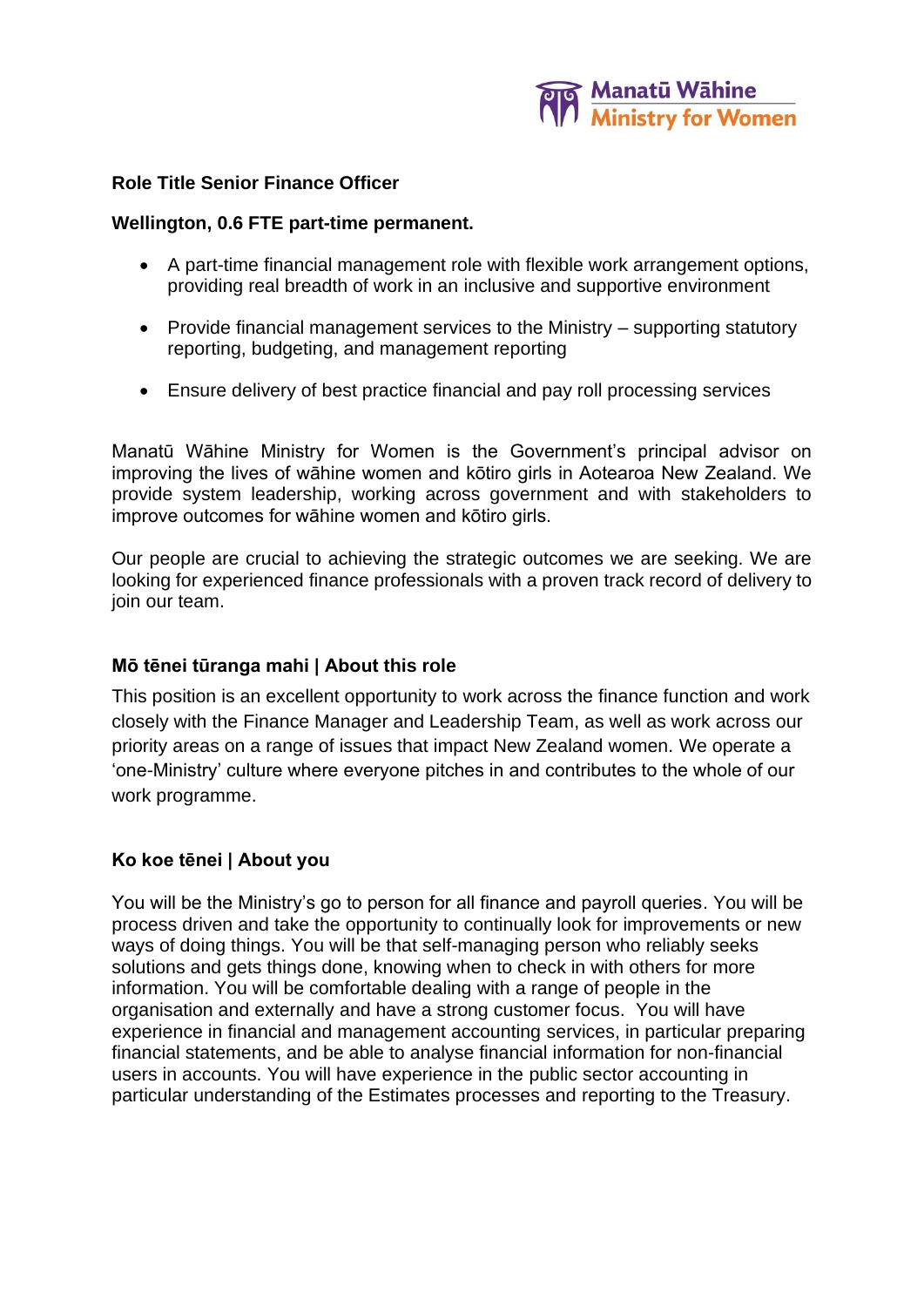Manatū Wāhine
Ministry for Women

**Role Title Senior Finance Officer**

**Wellington, 0.6 FTE part-time permanent.**

- A part-time financial management role with flexible work arrangement options, providing real breadth of work in an inclusive and supportive environment
- Provide financial management services to the Ministry – supporting statutory reporting, budgeting, and management reporting
- Ensure delivery of best practice financial and pay roll processing services

Manatū Wāhine Ministry for Women is the Government's principal advisor on improving the lives of wāhine women and kōtiro girls in Aotearoa New Zealand. We provide system leadership, working across government and with stakeholders to improve outcomes for wāhine women and kōtiro girls.

Our people are crucial to achieving the strategic outcomes we are seeking. We are looking for experienced finance professionals with a proven track record of delivery to join our team.

## Mō tēnei tūranga mahi | About this role

This position is an excellent opportunity to work across the finance function and work closely with the Finance Manager and Leadership Team, as well as work across our priority areas on a range of issues that impact New Zealand women. We operate a 'one-Ministry' culture where everyone pitches in and contributes to the whole of our work programme.

## Ko koe tēnei | About you

You will be the Ministry's go to person for all finance and payroll queries. You will be process driven and take the opportunity to continually look for improvements or new ways of doing things. You will be that self-managing person who reliably seeks solutions and gets things done, knowing when to check in with others for more information. You will be comfortable dealing with a range of people in the organisation and externally and have a strong customer focus. You will have experience in financial and management accounting services, in particular preparing financial statements, and be able to analyse financial information for non-financial users in accounts. You will have experience in the public sector accounting in particular understanding of the Estimates processes and reporting to the Treasury.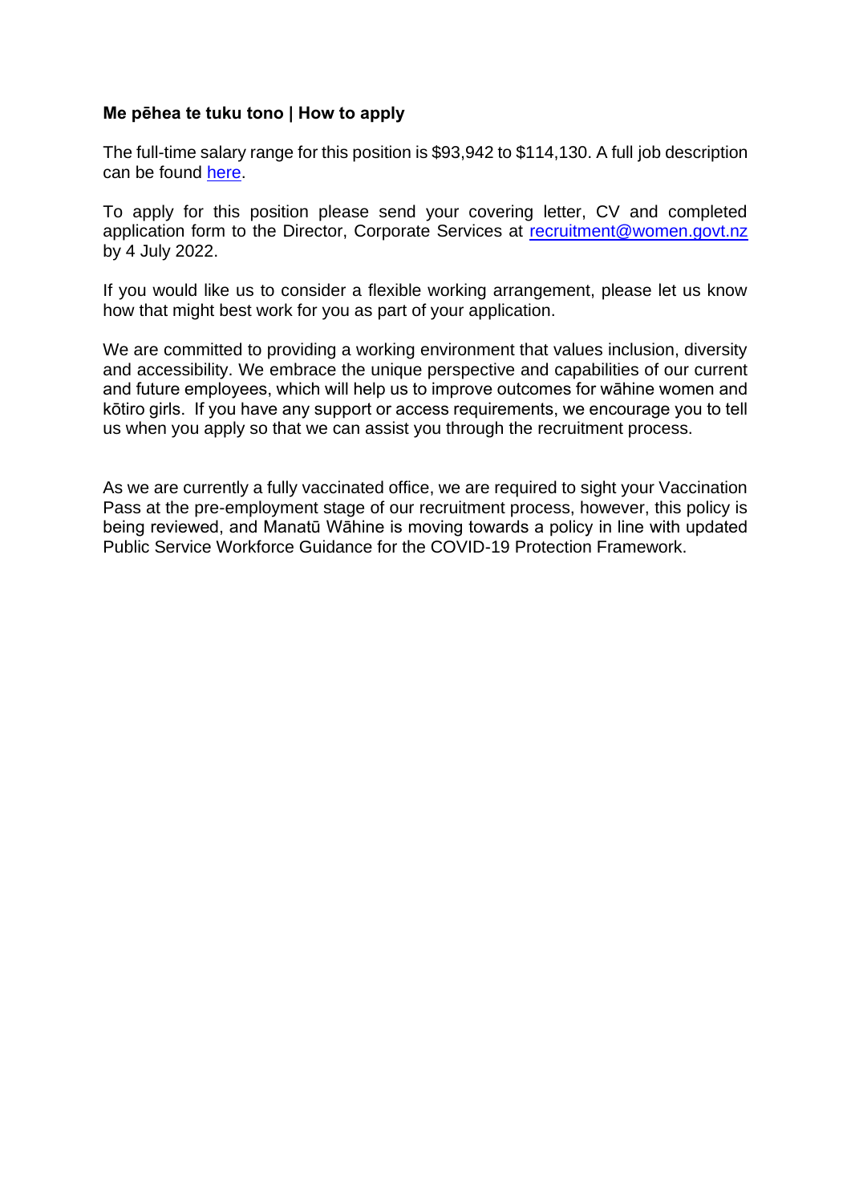**Me pēhea te tuku tono | How to apply**

The full-time salary range for this position is $93,942 to $114,130. A full job description can be found here.

To apply for this position please send your covering letter, CV and completed application form to the Director, Corporate Services at recruitment@women.govt.nz by 4 July 2022.

If you would like us to consider a flexible working arrangement, please let us know how that might best work for you as part of your application.

We are committed to providing a working environment that values inclusion, diversity and accessibility. We embrace the unique perspective and capabilities of our current and future employees, which will help us to improve outcomes for wāhine women and kōtiro girls. If you have any support or access requirements, we encourage you to tell us when you apply so that we can assist you through the recruitment process.

As we are currently a fully vaccinated office, we are required to sight your Vaccination Pass at the pre-employment stage of our recruitment process, however, this policy is being reviewed, and Manatū Wāhine is moving towards a policy in line with updated Public Service Workforce Guidance for the COVID-19 Protection Framework.